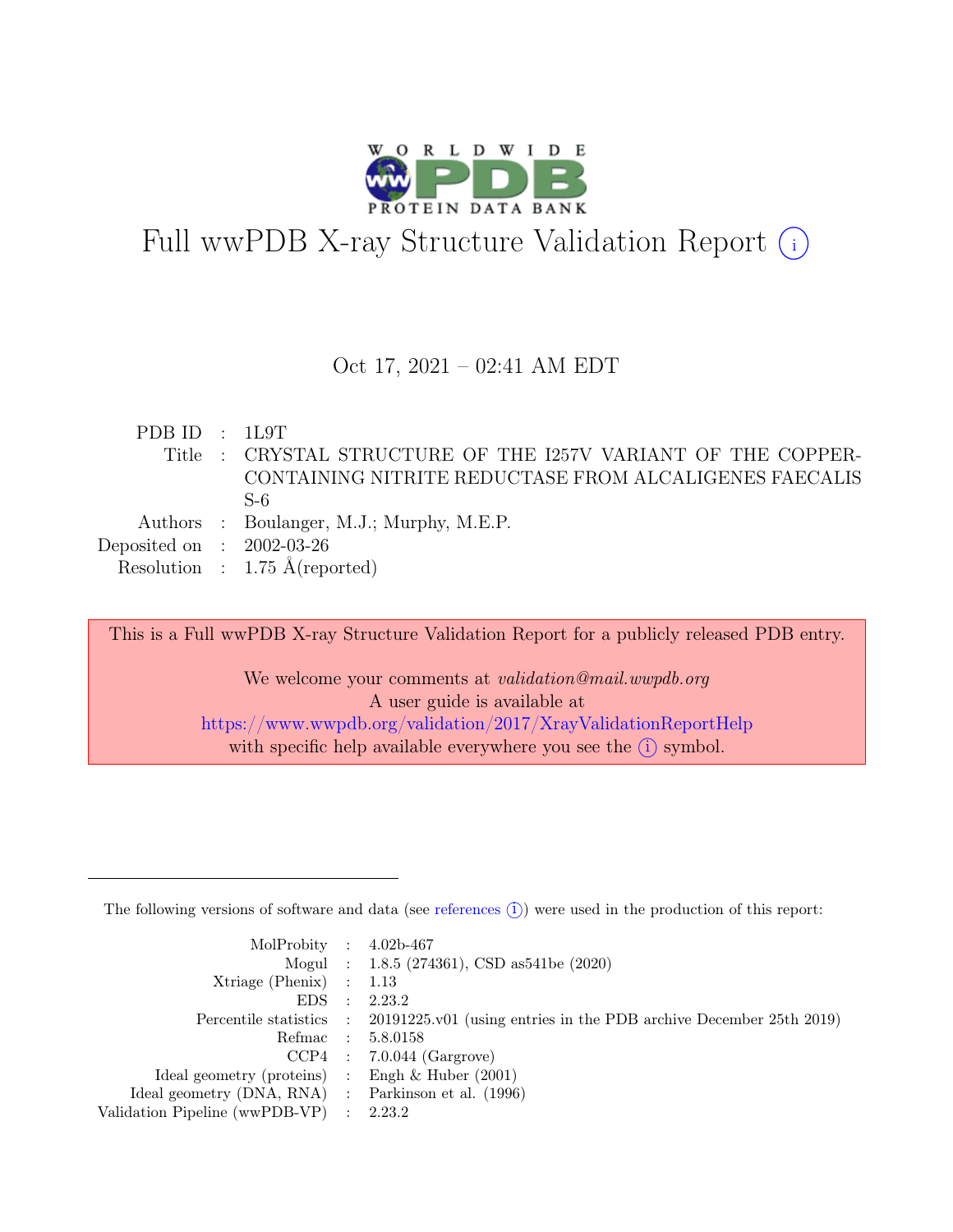# Full wwPDB X-ray Structure Validation Report

Oct 17, 2021 – 02:41 AM EDT

| | | |
|---|---|---|
| PDB ID | : | 1L9T |
| Title | : | CRYSTAL STRUCTURE OF THE I257V VARIANT OF THE COPPER-CONTAINING NITRITE REDUCTASE FROM ALCALIGENES FAECALIS S-6 |
| Authors | : | Boulanger, M.J.; Murphy, M.E.P. |
| Deposited on | : | 2002-03-26 |
| Resolution | : | 1.75 Å(reported) |

This is a Full wwPDB X-ray Structure Validation Report for a publicly released PDB entry.

We welcome your comments at *validation@mail.wwpdb.org*
A user guide is available at
https://www.wwpdb.org/validation/2017/XrayValidationReportHelp
with specific help available everywhere you see the (i) symbol.

The following versions of software and data (see references (i)) were used in the production of this report:

| | | |
|---|---|---|
| MolProbity | : | 4.02b-467 |
| Mogul | : | 1.8.5 (274361), CSD as541be (2020) |
| Xtriage (Phenix) | : | 1.13 |
| EDS | : | 2.23.2 |
| Percentile statistics | : | 20191225.v01 (using entries in the PDB archive December 25th 2019) |
| Refmac | : | 5.8.0158 |
| CCP4 | : | 7.0.044 (Gargrove) |
| Ideal geometry (proteins) | : | Engh & Huber (2001) |
| Ideal geometry (DNA, RNA) | : | Parkinson et al. (1996) |
| Validation Pipeline (wwPDB-VP) | : | 2.23.2 |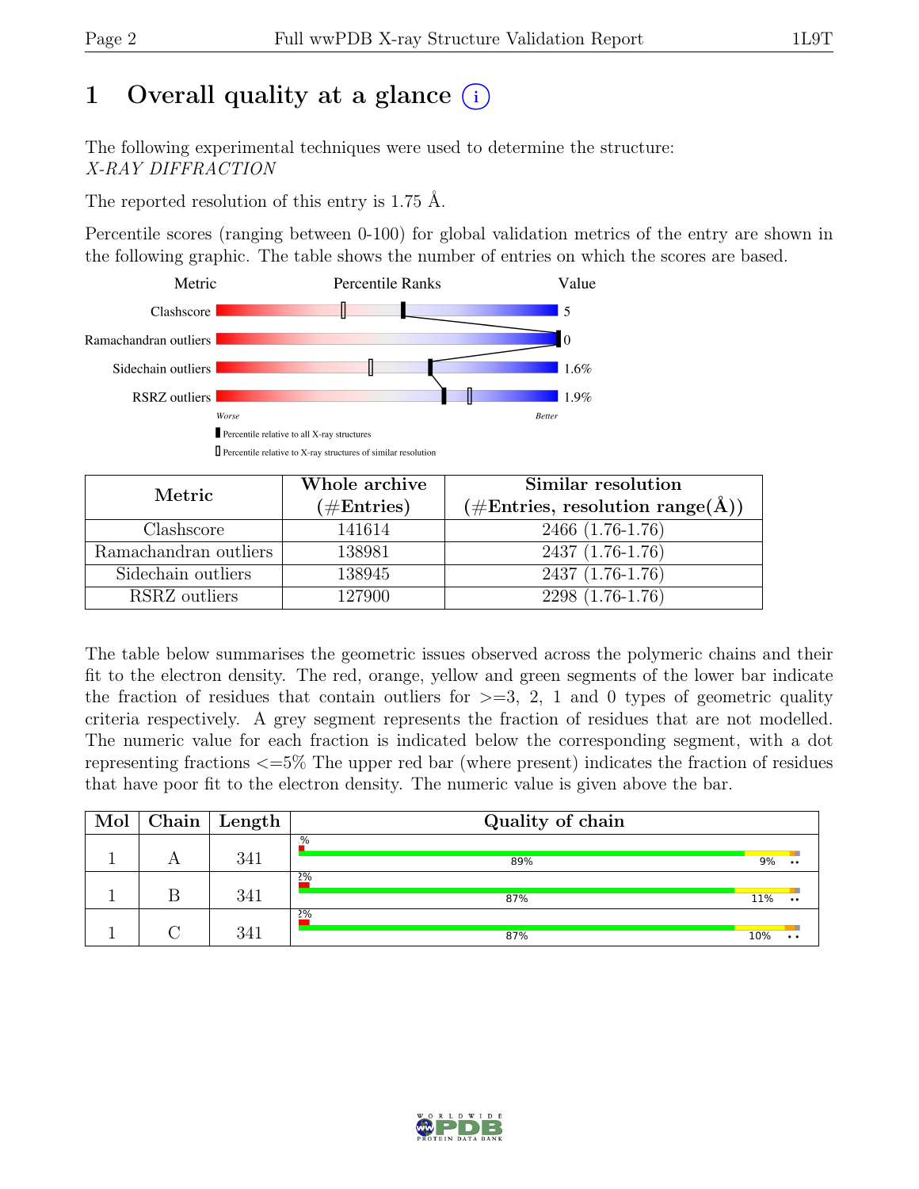# 1 Overall quality at a glance

The following experimental techniques were used to determine the structure:
*X-RAY DIFFRACTION*

The reported resolution of this entry is 1.75 Å.

Percentile scores (ranging between 0-100) for global validation metrics of the entry are shown in the following graphic. The table shows the number of entries on which the scores are based.

| Metric | Value |
|---|---|
| Clashscore | 5 |
| Ramachandran outliers | 0 |
| Sidechain outliers | 1.6% |
| RSRZ outliers | 1.9% |

Worse — Better

Percentile relative to all X-ray structures

Percentile relative to X-ray structures of similar resolution

| Metric | Whole archive (#Entries) | Similar resolution (#Entries, resolution range(Å)) |
|---|---|---|
| Clashscore | 141614 | 2466 (1.76-1.76) |
| Ramachandran outliers | 138981 | 2437 (1.76-1.76) |
| Sidechain outliers | 138945 | 2437 (1.76-1.76) |
| RSRZ outliers | 127900 | 2298 (1.76-1.76) |

The table below summarises the geometric issues observed across the polymeric chains and their fit to the electron density. The red, orange, yellow and green segments of the lower bar indicate the fraction of residues that contain outliers for >=3, 2, 1 and 0 types of geometric quality criteria respectively. A grey segment represents the fraction of residues that are not modelled. The numeric value for each fraction is indicated below the corresponding segment, with a dot representing fractions <=5% The upper red bar (where present) indicates the fraction of residues that have poor fit to the electron density. The numeric value is given above the bar.

| Mol | Chain | Length | Quality of chain |
|---|---|---|---|
| 1 | A | 341 | %; 89%; 9%; •• |
| 1 | B | 341 | 2%; 87%; 11%; •• |
| 1 | C | 341 | 2%; 87%; 10%; •• |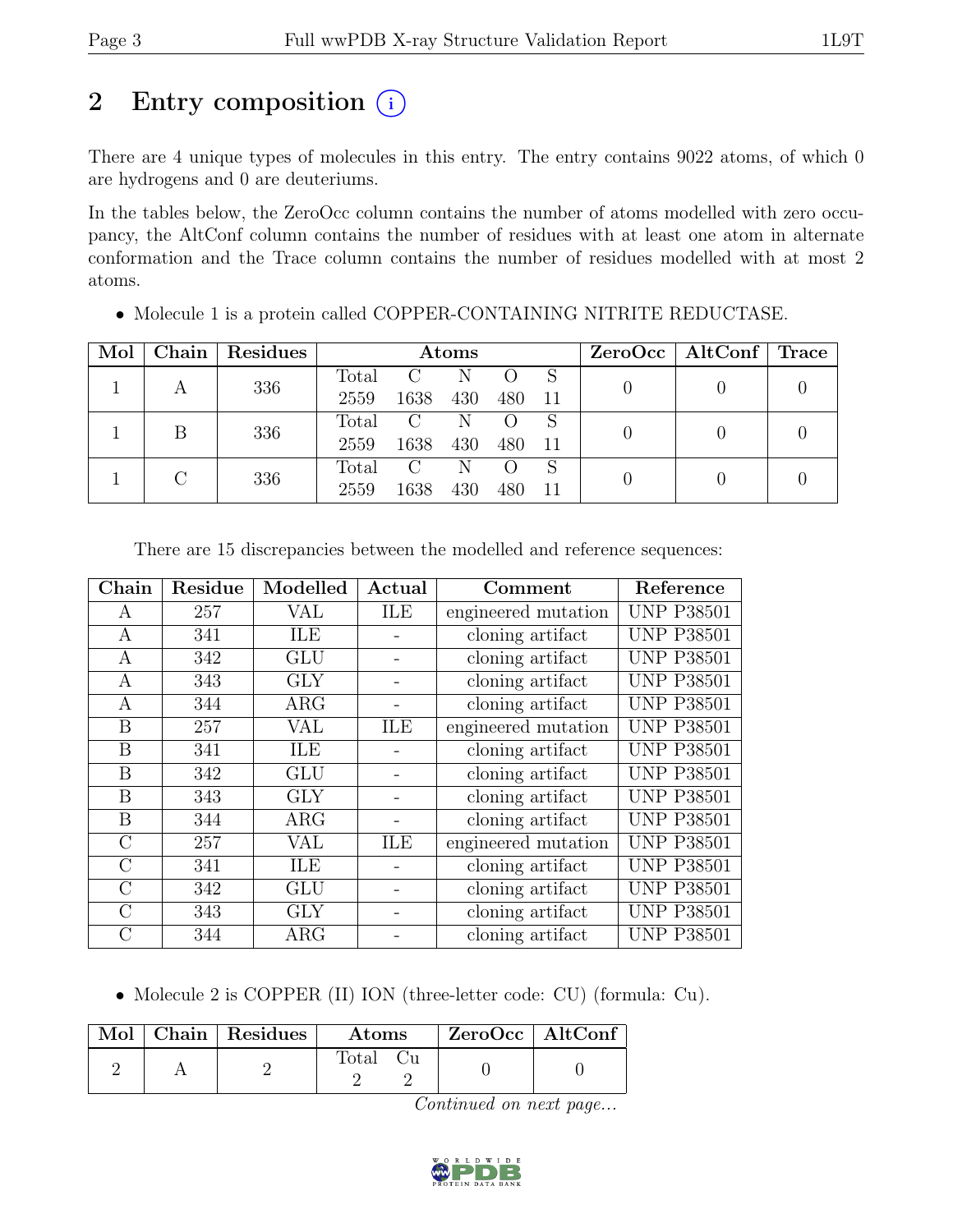# 2 Entry composition

There are 4 unique types of molecules in this entry. The entry contains 9022 atoms, of which 0 are hydrogens and 0 are deuteriums.

In the tables below, the ZeroOcc column contains the number of atoms modelled with zero occupancy, the AltConf column contains the number of residues with at least one atom in alternate conformation and the Trace column contains the number of residues modelled with at most 2 atoms.

- Molecule 1 is a protein called COPPER-CONTAINING NITRITE REDUCTASE.

| Mol | Chain | Residues | Atoms | | | | | ZeroOcc | AltConf | Trace |
|---|---|---|---|---|---|---|---|---|---|---|
| | | | Total | C | N | O | S | | | |
| 1 | A | 336 | 2559 | 1638 | 430 | 480 | 11 | 0 | 0 | 0 |
| 1 | B | 336 | 2559 | 1638 | 430 | 480 | 11 | 0 | 0 | 0 |
| 1 | C | 336 | 2559 | 1638 | 430 | 480 | 11 | 0 | 0 | 0 |

There are 15 discrepancies between the modelled and reference sequences:

| Chain | Residue | Modelled | Actual | Comment | Reference |
|---|---|---|---|---|---|
| A | 257 | VAL | ILE | engineered mutation | UNP P38501 |
| A | 341 | ILE | - | cloning artifact | UNP P38501 |
| A | 342 | GLU | - | cloning artifact | UNP P38501 |
| A | 343 | GLY | - | cloning artifact | UNP P38501 |
| A | 344 | ARG | - | cloning artifact | UNP P38501 |
| B | 257 | VAL | ILE | engineered mutation | UNP P38501 |
| B | 341 | ILE | - | cloning artifact | UNP P38501 |
| B | 342 | GLU | - | cloning artifact | UNP P38501 |
| B | 343 | GLY | - | cloning artifact | UNP P38501 |
| B | 344 | ARG | - | cloning artifact | UNP P38501 |
| C | 257 | VAL | ILE | engineered mutation | UNP P38501 |
| C | 341 | ILE | - | cloning artifact | UNP P38501 |
| C | 342 | GLU | - | cloning artifact | UNP P38501 |
| C | 343 | GLY | - | cloning artifact | UNP P38501 |
| C | 344 | ARG | - | cloning artifact | UNP P38501 |

- Molecule 2 is COPPER (II) ION (three-letter code: CU) (formula: Cu).

| Mol | Chain | Residues | Atoms | | ZeroOcc | AltConf |
|---|---|---|---|---|---|---|
| | | | Total | Cu | | |
| 2 | A | 2 | 2 | 2 | 0 | 0 |

*Continued on next page...*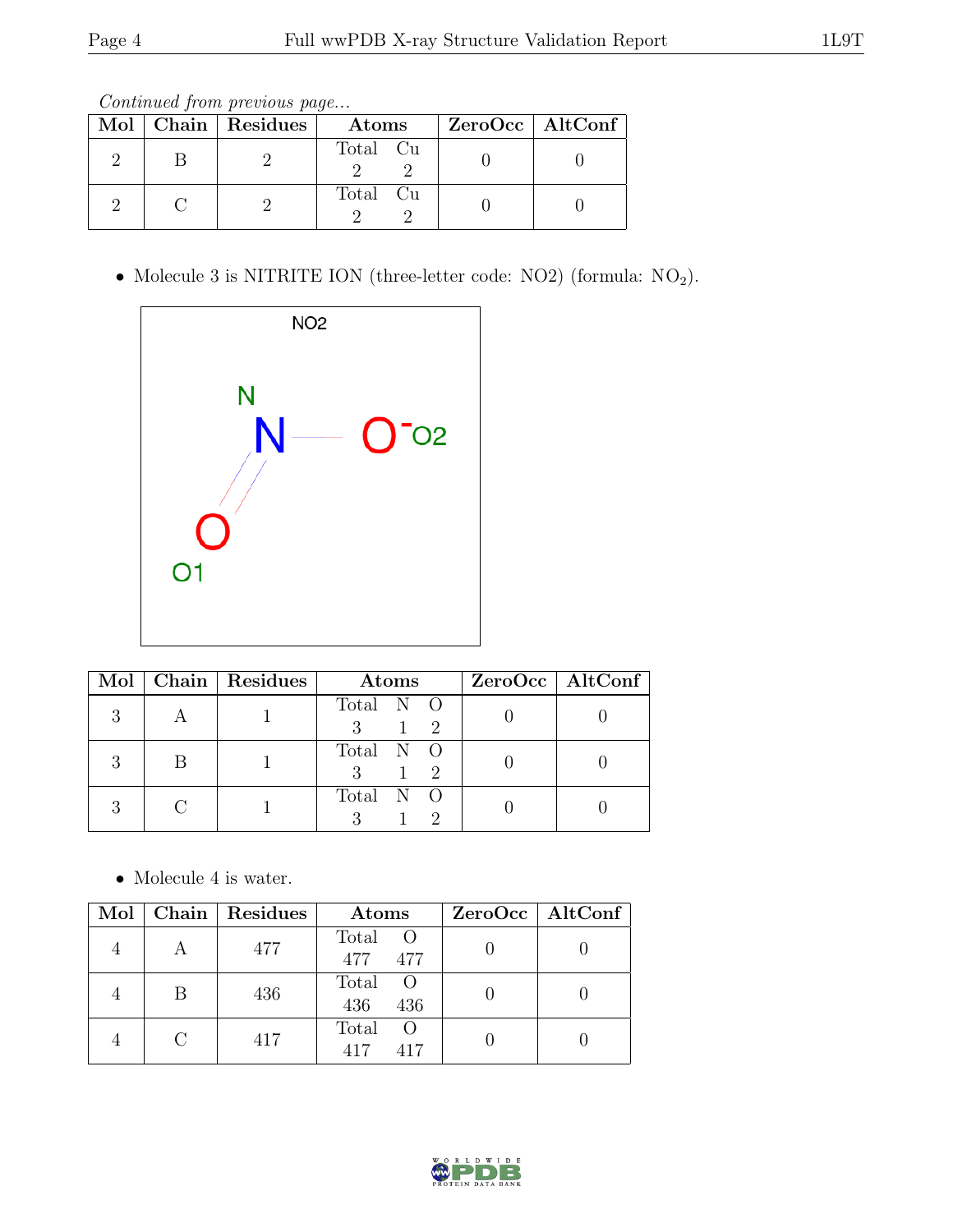*Continued from previous page...*

| Mol | Chain | Residues | Atoms | | ZeroOcc | AltConf |
|---|---|---|---|---|---|---|
| | | | Total | Cu | | |
| 2 | B | 2 | 2 | 2 | 0 | 0 |
| 2 | C | 2 | 2 | 2 | 0 | 0 |

- Molecule 3 is NITRITE ION (three-letter code: NO2) (formula: $NO_2$).

| Mol | Chain | Residues | Atoms | | | ZeroOcc | AltConf |
|---|---|---|---|---|---|---|---|
| | | | Total | N | O | | |
| 3 | A | 1 | 3 | 1 | 2 | 0 | 0 |
| 3 | B | 1 | 3 | 1 | 2 | 0 | 0 |
| 3 | C | 1 | 3 | 1 | 2 | 0 | 0 |

- Molecule 4 is water.

| Mol | Chain | Residues | Atoms | | ZeroOcc | AltConf |
|---|---|---|---|---|---|---|
| | | | Total | O | | |
| 4 | A | 477 | 477 | 477 | 0 | 0 |
| 4 | B | 436 | 436 | 436 | 0 | 0 |
| 4 | C | 417 | 417 | 417 | 0 | 0 |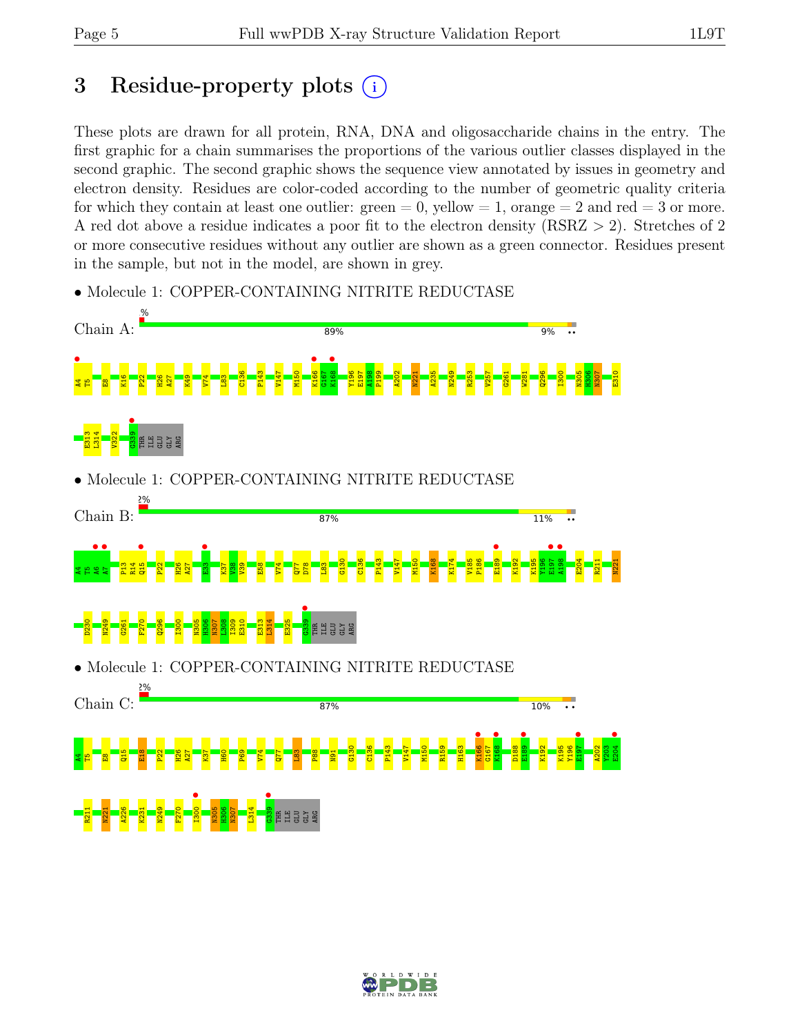# 3 Residue-property plots

These plots are drawn for all protein, RNA, DNA and oligosaccharide chains in the entry. The first graphic for a chain summarises the proportions of the various outlier classes displayed in the second graphic. The second graphic shows the sequence view annotated by issues in geometry and electron density. Residues are color-coded according to the number of geometric quality criteria for which they contain at least one outlier: green = 0, yellow = 1, orange = 2 and red = 3 or more. A red dot above a residue indicates a poor fit to the electron density (RSRZ > 2). Stretches of 2 or more consecutive residues without any outlier are shown as a green connector. Residues present in the sample, but not in the model, are shown in grey.

- Molecule 1: COPPER-CONTAINING NITRITE REDUCTASE

Chain A: % 89% 9% ••

A4 T5 E8 K16 P22 H26 A27 K49 V74 L83 C136 P143 V147 M150 K166 G167 K168 Y196 E197 A198 P199 A202 M221 A235 N249 R253 V257 G261 W281 Q296 I300 N305 H306 N307 E310 E313 L314 V322 G339 THR ILE GLU GLY ARG

- Molecule 1: COPPER-CONTAINING NITRITE REDUCTASE

Chain B: 2% 87% 11% ••

A4 T5 A6 A7 P13 R14 Q15 P22 H26 A27 E33 K37 V38 V39 E58 V74 Q77 D78 L83 G130 C136 P143 V147 M150 K168 K174 V185 P186 E189 K192 K195 Y196 E197 A198 E204 R211 M221 D230 N249 G261 F270 Q296 I300 N305 H306 N307 L308 I309 E310 E313 L314 E325 G339 THR ILE GLU GLY ARG

- Molecule 1: COPPER-CONTAINING NITRITE REDUCTASE

Chain C: 2% 87% 10% ••

A4 E8 Q15 E18 P22 H26 A27 K37 H60 P69 V74 Q77 L83 P88 N91 G130 C136 P143 V147 M150 R159 H163 K166 G167 K168 D188 E189 K192 K195 Y196 E197 A202 Y203 E204 R211 M221 A226 K231 N249 F270 I300 N305 H306 N307 L314 G339 THR ILE GLU GLY ARG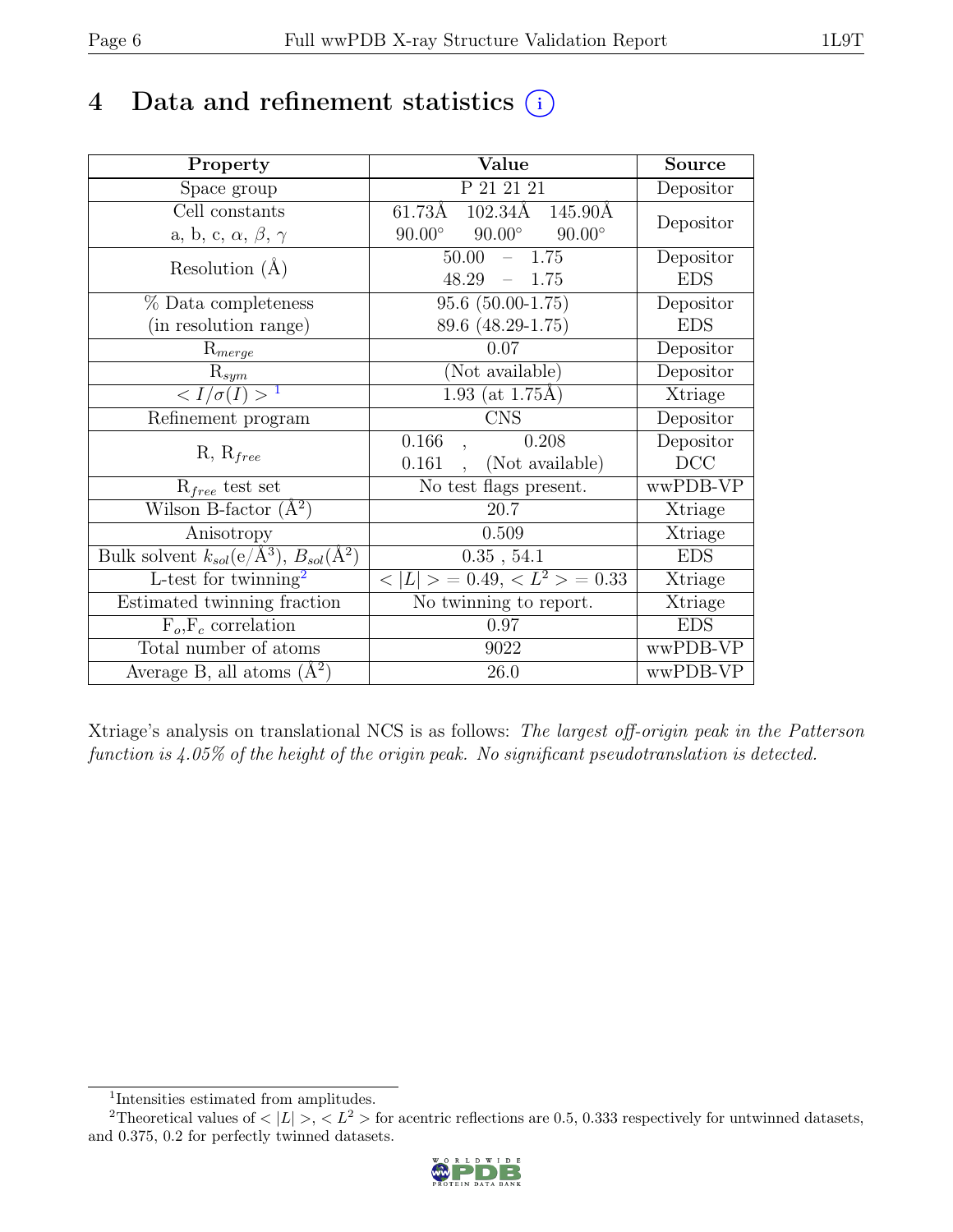# 4 Data and refinement statistics (i)

| Property | Value | Source |
|---|---|---|
| Space group | P 21 21 21 | Depositor |
| Cell constants<br>a, b, c, $\alpha$, $\beta$, $\gamma$ | 61.73Å 102.34Å 145.90Å<br>90.00° 90.00° 90.00° | Depositor |
| Resolution (Å) | 50.00 – 1.75<br>48.29 – 1.75 | Depositor<br>EDS |
| % Data completeness<br>(in resolution range) | 95.6 (50.00-1.75)<br>89.6 (48.29-1.75) | Depositor<br>EDS |
| $R_{merge}$ | 0.07 | Depositor |
| $R_{sym}$ | (Not available) | Depositor |
| $< I/\sigma(I) >$ [1] | 1.93 (at 1.75Å) | Xtriage |
| Refinement program | CNS | Depositor |
| R, $R_{free}$ | 0.166 , 0.208<br>0.161 , (Not available) | Depositor<br>DCC |
| $R_{free}$ test set | No test flags present. | wwPDB-VP |
| Wilson B-factor (Å$^2$) | 20.7 | Xtriage |
| Anisotropy | 0.509 | Xtriage |
| Bulk solvent $k_{sol}$(e/Å$^3$), $B_{sol}$(Å$^2$) | 0.35 , 54.1 | EDS |
| L-test for twinning[2] | $< \|L\| > = 0.49$, $< L^2 > = 0.33$ | Xtriage |
| Estimated twinning fraction | No twinning to report. | Xtriage |
| $F_o$,$F_c$ correlation | 0.97 | EDS |
| Total number of atoms | 9022 | wwPDB-VP |
| Average B, all atoms (Å$^2$) | 26.0 | wwPDB-VP |

Xtriage's analysis on translational NCS is as follows: *The largest off-origin peak in the Patterson function is 4.05% of the height of the origin peak. No significant pseudotranslation is detected.*

[1] Intensities estimated from amplitudes.

[2] Theoretical values of $< |L| >$, $< L^2 >$ for acentric reflections are 0.5, 0.333 respectively for untwinned datasets, and 0.375, 0.2 for perfectly twinned datasets.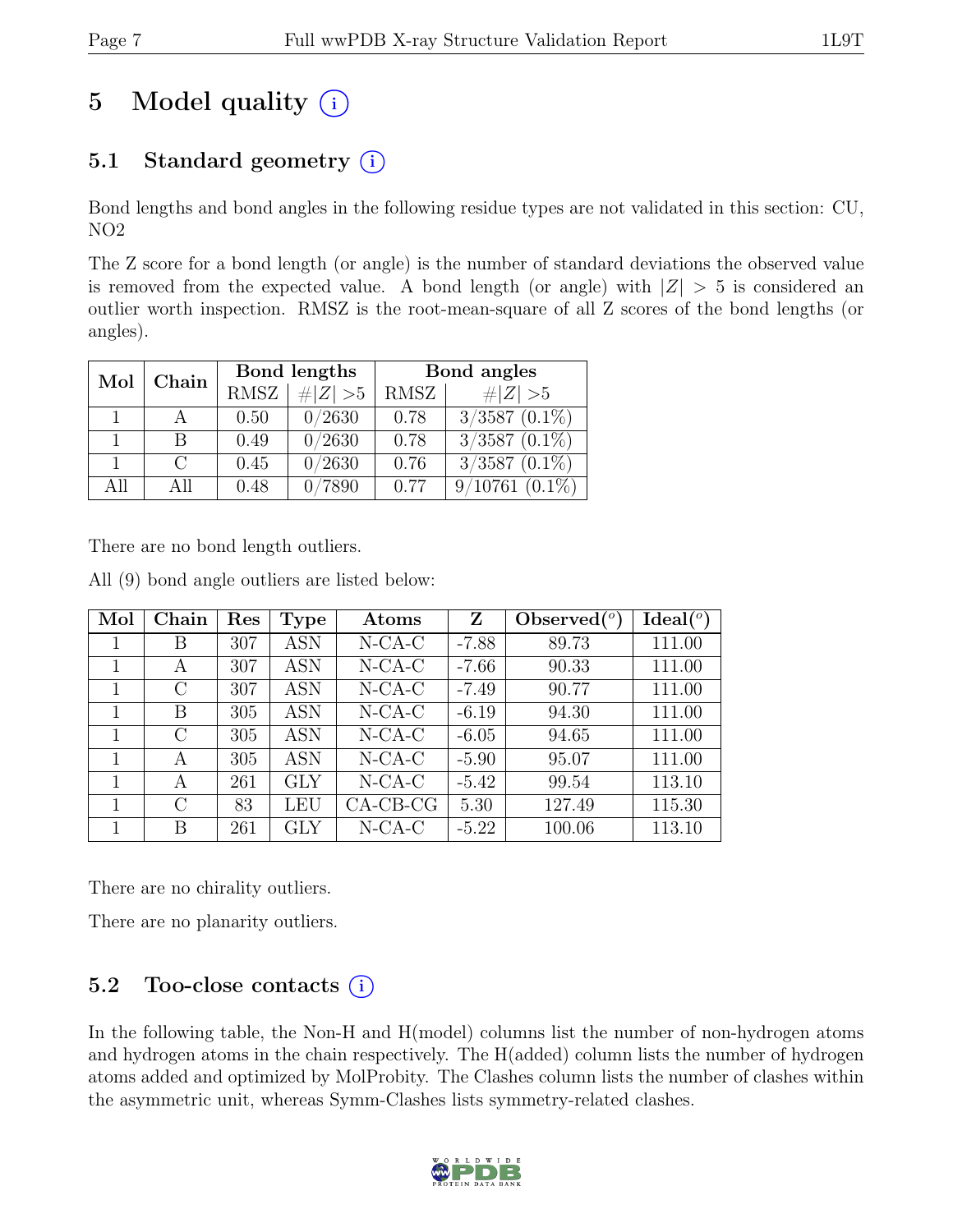# 5 Model quality (i)

## 5.1 Standard geometry (i)

Bond lengths and bond angles in the following residue types are not validated in this section: CU, NO2

The Z score for a bond length (or angle) is the number of standard deviations the observed value is removed from the expected value. A bond length (or angle) with $|Z| > 5$ is considered an outlier worth inspection. RMSZ is the root-mean-square of all Z scores of the bond lengths (or angles).

| Mol | Chain | Bond lengths | | Bond angles | |
|---|---|---|---|---|---|
| | | RMSZ | $\#|Z| > 5$ | RMSZ | $\#|Z| > 5$ |
| 1 | A | 0.50 | 0/2630 | 0.78 | 3/3587 (0.1%) |
| 1 | B | 0.49 | 0/2630 | 0.78 | 3/3587 (0.1%) |
| 1 | C | 0.45 | 0/2630 | 0.76 | 3/3587 (0.1%) |
| All | All | 0.48 | 0/7890 | 0.77 | 9/10761 (0.1%) |

There are no bond length outliers.

All (9) bond angle outliers are listed below:

| Mol | Chain | Res | Type | Atoms | Z | Observed($^o$) | Ideal($^o$) |
|---|---|---|---|---|---|---|---|
| 1 | B | 307 | ASN | N-CA-C | -7.88 | 89.73 | 111.00 |
| 1 | A | 307 | ASN | N-CA-C | -7.66 | 90.33 | 111.00 |
| 1 | C | 307 | ASN | N-CA-C | -7.49 | 90.77 | 111.00 |
| 1 | B | 305 | ASN | N-CA-C | -6.19 | 94.30 | 111.00 |
| 1 | C | 305 | ASN | N-CA-C | -6.05 | 94.65 | 111.00 |
| 1 | A | 305 | ASN | N-CA-C | -5.90 | 95.07 | 111.00 |
| 1 | A | 261 | GLY | N-CA-C | -5.42 | 99.54 | 113.10 |
| 1 | C | 83 | LEU | CA-CB-CG | 5.30 | 127.49 | 115.30 |
| 1 | B | 261 | GLY | N-CA-C | -5.22 | 100.06 | 113.10 |

There are no chirality outliers.

There are no planarity outliers.

## 5.2 Too-close contacts (i)

In the following table, the Non-H and H(model) columns list the number of non-hydrogen atoms and hydrogen atoms in the chain respectively. The H(added) column lists the number of hydrogen atoms added and optimized by MolProbity. The Clashes column lists the number of clashes within the asymmetric unit, whereas Symm-Clashes lists symmetry-related clashes.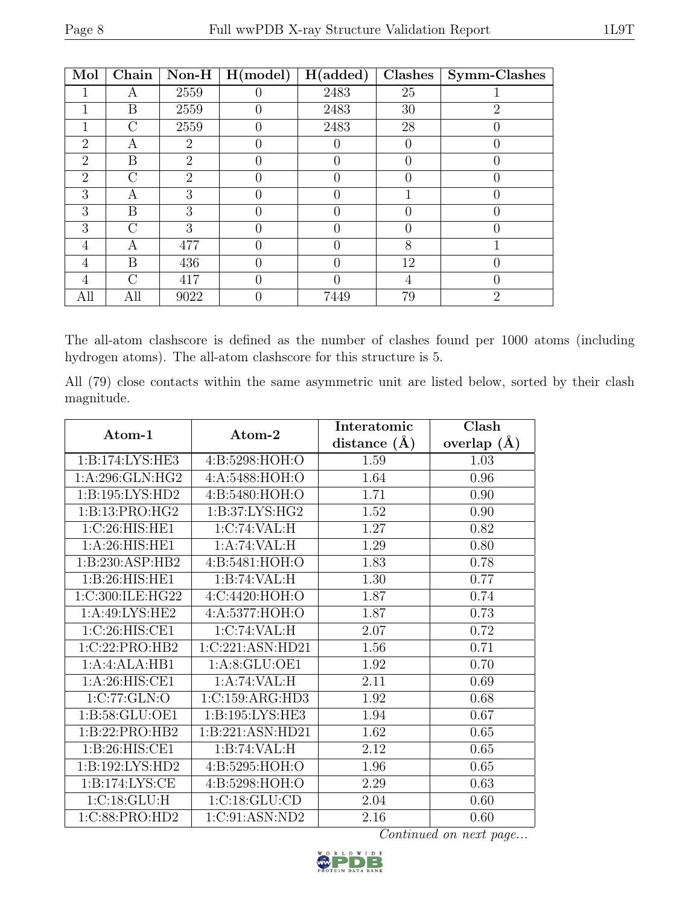| Mol | Chain | Non-H | H(model) | H(added) | Clashes | Symm-Clashes |
|---|---|---|---|---|---|---|
| 1 | A | 2559 | 0 | 2483 | 25 | 1 |
| 1 | B | 2559 | 0 | 2483 | 30 | 2 |
| 1 | C | 2559 | 0 | 2483 | 28 | 0 |
| 2 | A | 2 | 0 | 0 | 0 | 0 |
| 2 | B | 2 | 0 | 0 | 0 | 0 |
| 2 | C | 2 | 0 | 0 | 0 | 0 |
| 3 | A | 3 | 0 | 0 | 1 | 0 |
| 3 | B | 3 | 0 | 0 | 0 | 0 |
| 3 | C | 3 | 0 | 0 | 0 | 0 |
| 4 | A | 477 | 0 | 0 | 8 | 1 |
| 4 | B | 436 | 0 | 0 | 12 | 0 |
| 4 | C | 417 | 0 | 0 | 4 | 0 |
| All | All | 9022 | 0 | 7449 | 79 | 2 |

The all-atom clashscore is defined as the number of clashes found per 1000 atoms (including hydrogen atoms). The all-atom clashscore for this structure is 5.

All (79) close contacts within the same asymmetric unit are listed below, sorted by their clash magnitude.

| Atom-1 | Atom-2 | Interatomic distance (Å) | Clash overlap (Å) |
|---|---|---|---|
| 1:B:174:LYS:HE3 | 4:B:5298:HOH:O | 1.59 | 1.03 |
| 1:A:296:GLN:HG2 | 4:A:5488:HOH:O | 1.64 | 0.96 |
| 1:B:195:LYS:HD2 | 4:B:5480:HOH:O | 1.71 | 0.90 |
| 1:B:13:PRO:HG2 | 1:B:37:LYS:HG2 | 1.52 | 0.90 |
| 1:C:26:HIS:HE1 | 1:C:74:VAL:H | 1.27 | 0.82 |
| 1:A:26:HIS:HE1 | 1:A:74:VAL:H | 1.29 | 0.80 |
| 1:B:230:ASP:HB2 | 4:B:5481:HOH:O | 1.83 | 0.78 |
| 1:B:26:HIS:HE1 | 1:B:74:VAL:H | 1.30 | 0.77 |
| 1:C:300:ILE:HG22 | 4:C:4420:HOH:O | 1.87 | 0.74 |
| 1:A:49:LYS:HE2 | 4:A:5377:HOH:O | 1.87 | 0.73 |
| 1:C:26:HIS:CE1 | 1:C:74:VAL:H | 2.07 | 0.72 |
| 1:C:22:PRO:HB2 | 1:C:221:ASN:HD21 | 1.56 | 0.71 |
| 1:A:4:ALA:HB1 | 1:A:8:GLU:OE1 | 1.92 | 0.70 |
| 1:A:26:HIS:CE1 | 1:A:74:VAL:H | 2.11 | 0.69 |
| 1:C:77:GLN:O | 1:C:159:ARG:HD3 | 1.92 | 0.68 |
| 1:B:58:GLU:OE1 | 1:B:195:LYS:HE3 | 1.94 | 0.67 |
| 1:B:22:PRO:HB2 | 1:B:221:ASN:HD21 | 1.62 | 0.65 |
| 1:B:26:HIS:CE1 | 1:B:74:VAL:H | 2.12 | 0.65 |
| 1:B:192:LYS:HD2 | 4:B:5295:HOH:O | 1.96 | 0.65 |
| 1:B:174:LYS:CE | 4:B:5298:HOH:O | 2.29 | 0.63 |
| 1:C:18:GLU:H | 1:C:18:GLU:CD | 2.04 | 0.60 |
| 1:C:88:PRO:HD2 | 1:C:91:ASN:ND2 | 2.16 | 0.60 |

*Continued on next page...*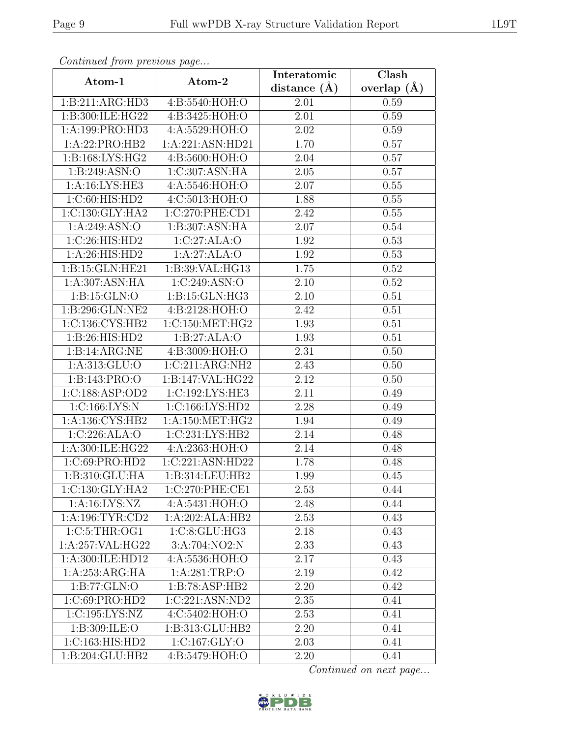*Continued from previous page...*

| Atom-1 | Atom-2 | Interatomic distance (Å) | Clash overlap (Å) |
|---|---|---|---|
| 1:B:211:ARG:HD3 | 4:B:5540:HOH:O | 2.01 | 0.59 |
| 1:B:300:ILE:HG22 | 4:B:3425:HOH:O | 2.01 | 0.59 |
| 1:A:199:PRO:HD3 | 4:A:5529:HOH:O | 2.02 | 0.59 |
| 1:A:22:PRO:HB2 | 1:A:221:ASN:HD21 | 1.70 | 0.57 |
| 1:B:168:LYS:HG2 | 4:B:5600:HOH:O | 2.04 | 0.57 |
| 1:B:249:ASN:O | 1:C:307:ASN:HA | 2.05 | 0.57 |
| 1:A:16:LYS:HE3 | 4:A:5546:HOH:O | 2.07 | 0.55 |
| 1:C:60:HIS:HD2 | 4:C:5013:HOH:O | 1.88 | 0.55 |
| 1:C:130:GLY:HA2 | 1:C:270:PHE:CD1 | 2.42 | 0.55 |
| 1:A:249:ASN:O | 1:B:307:ASN:HA | 2.07 | 0.54 |
| 1:C:26:HIS:HD2 | 1:C:27:ALA:O | 1.92 | 0.53 |
| 1:A:26:HIS:HD2 | 1:A:27:ALA:O | 1.92 | 0.53 |
| 1:B:15:GLN:HE21 | 1:B:39:VAL:HG13 | 1.75 | 0.52 |
| 1:A:307:ASN:HA | 1:C:249:ASN:O | 2.10 | 0.52 |
| 1:B:15:GLN:O | 1:B:15:GLN:HG3 | 2.10 | 0.51 |
| 1:B:296:GLN:NE2 | 4:B:2128:HOH:O | 2.42 | 0.51 |
| 1:C:136:CYS:HB2 | 1:C:150:MET:HG2 | 1.93 | 0.51 |
| 1:B:26:HIS:HD2 | 1:B:27:ALA:O | 1.93 | 0.51 |
| 1:B:14:ARG:NE | 4:B:3009:HOH:O | 2.31 | 0.50 |
| 1:A:313:GLU:O | 1:C:211:ARG:NH2 | 2.43 | 0.50 |
| 1:B:143:PRO:O | 1:B:147:VAL:HG22 | 2.12 | 0.50 |
| 1:C:188:ASP:OD2 | 1:C:192:LYS:HE3 | 2.11 | 0.49 |
| 1:C:166:LYS:N | 1:C:166:LYS:HD2 | 2.28 | 0.49 |
| 1:A:136:CYS:HB2 | 1:A:150:MET:HG2 | 1.94 | 0.49 |
| 1:C:226:ALA:O | 1:C:231:LYS:HB2 | 2.14 | 0.48 |
| 1:A:300:ILE:HG22 | 4:A:2363:HOH:O | 2.14 | 0.48 |
| 1:C:69:PRO:HD2 | 1:C:221:ASN:HD22 | 1.78 | 0.48 |
| 1:B:310:GLU:HA | 1:B:314:LEU:HB2 | 1.99 | 0.45 |
| 1:C:130:GLY:HA2 | 1:C:270:PHE:CE1 | 2.53 | 0.44 |
| 1:A:16:LYS:NZ | 4:A:5431:HOH:O | 2.48 | 0.44 |
| 1:A:196:TYR:CD2 | 1:A:202:ALA:HB2 | 2.53 | 0.43 |
| 1:C:5:THR:OG1 | 1:C:8:GLU:HG3 | 2.18 | 0.43 |
| 1:A:257:VAL:HG22 | 3:A:704:NO2:N | 2.33 | 0.43 |
| 1:A:300:ILE:HD12 | 4:A:5536:HOH:O | 2.17 | 0.43 |
| 1:A:253:ARG:HA | 1:A:281:TRP:O | 2.19 | 0.42 |
| 1:B:77:GLN:O | 1:B:78:ASP:HB2 | 2.20 | 0.42 |
| 1:C:69:PRO:HD2 | 1:C:221:ASN:ND2 | 2.35 | 0.41 |
| 1:C:195:LYS:NZ | 4:C:5402:HOH:O | 2.53 | 0.41 |
| 1:B:309:ILE:O | 1:B:313:GLU:HB2 | 2.20 | 0.41 |
| 1:C:163:HIS:HD2 | 1:C:167:GLY:O | 2.03 | 0.41 |
| 1:B:204:GLU:HB2 | 4:B:5479:HOH:O | 2.20 | 0.41 |

*Continued on next page...*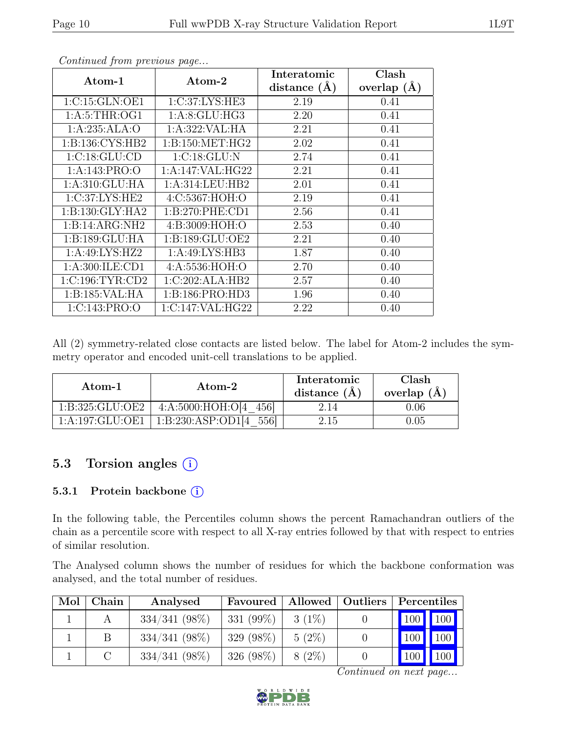*Continued from previous page...*

| Atom-1 | Atom-2 | Interatomic distance (Å) | Clash overlap (Å) |
|---|---|---|---|
| 1:C:15:GLN:OE1 | 1:C:37:LYS:HE3 | 2.19 | 0.41 |
| 1:A:5:THR:OG1 | 1:A:8:GLU:HG3 | 2.20 | 0.41 |
| 1:A:235:ALA:O | 1:A:322:VAL:HA | 2.21 | 0.41 |
| 1:B:136:CYS:HB2 | 1:B:150:MET:HG2 | 2.02 | 0.41 |
| 1:C:18:GLU:CD | 1:C:18:GLU:N | 2.74 | 0.41 |
| 1:A:143:PRO:O | 1:A:147:VAL:HG22 | 2.21 | 0.41 |
| 1:A:310:GLU:HA | 1:A:314:LEU:HB2 | 2.01 | 0.41 |
| 1:C:37:LYS:HE2 | 4:C:5367:HOH:O | 2.19 | 0.41 |
| 1:B:130:GLY:HA2 | 1:B:270:PHE:CD1 | 2.56 | 0.41 |
| 1:B:14:ARG:NH2 | 4:B:3009:HOH:O | 2.53 | 0.40 |
| 1:B:189:GLU:HA | 1:B:189:GLU:OE2 | 2.21 | 0.40 |
| 1:A:49:LYS:HZ2 | 1:A:49:LYS:HB3 | 1.87 | 0.40 |
| 1:A:300:ILE:CD1 | 4:A:5536:HOH:O | 2.70 | 0.40 |
| 1:C:196:TYR:CD2 | 1:C:202:ALA:HB2 | 2.57 | 0.40 |
| 1:B:185:VAL:HA | 1:B:186:PRO:HD3 | 1.96 | 0.40 |
| 1:C:143:PRO:O | 1:C:147:VAL:HG22 | 2.22 | 0.40 |

All (2) symmetry-related close contacts are listed below. The label for Atom-2 includes the symmetry operator and encoded unit-cell translations to be applied.

| Atom-1 | Atom-2 | Interatomic distance (Å) | Clash overlap (Å) |
|---|---|---|---|
| 1:B:325:GLU:OE2 | 4:A:5000:HOH:O[4_456] | 2.14 | 0.06 |
| 1:A:197:GLU:OE1 | 1:B:230:ASP:OD1[4_556] | 2.15 | 0.05 |

## 5.3 Torsion angles

### 5.3.1 Protein backbone

In the following table, the Percentiles column shows the percent Ramachandran outliers of the chain as a percentile score with respect to all X-ray entries followed by that with respect to entries of similar resolution.

The Analysed column shows the number of residues for which the backbone conformation was analysed, and the total number of residues.

| Mol | Chain | Analysed | Favoured | Allowed | Outliers | Percentiles | |
|---|---|---|---|---|---|---|---|
| 1 | A | 334/341 (98%) | 331 (99%) | 3 (1%) | 0 | 100 | 100 |
| 1 | B | 334/341 (98%) | 329 (98%) | 5 (2%) | 0 | 100 | 100 |
| 1 | C | 334/341 (98%) | 326 (98%) | 8 (2%) | 0 | 100 | 100 |

*Continued on next page...*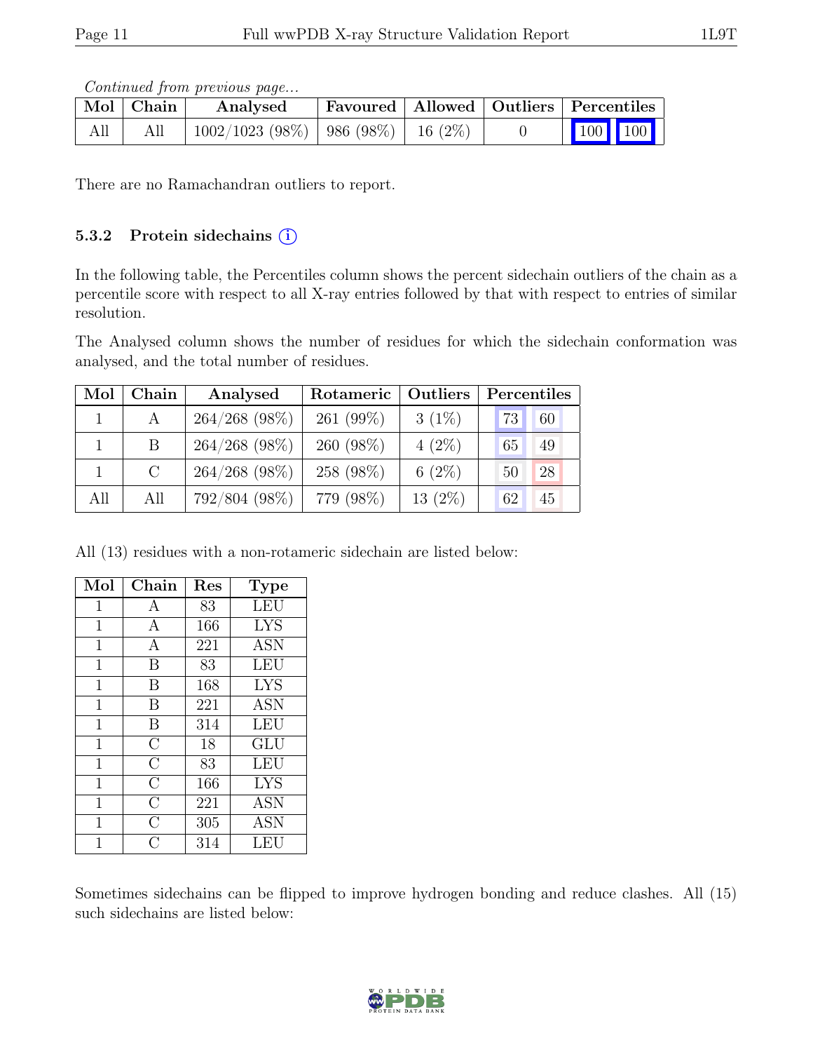*Continued from previous page...*

| Mol | Chain | Analysed | Favoured | Allowed | Outliers | Percentiles | |
|---|---|---|---|---|---|---|---|
| All | All | 1002/1023 (98%) | 986 (98%) | 16 (2%) | 0 | 100 | 100 |

There are no Ramachandran outliers to report.

#### 5.3.2 Protein sidechains (i)

In the following table, the Percentiles column shows the percent sidechain outliers of the chain as a percentile score with respect to all X-ray entries followed by that with respect to entries of similar resolution.

The Analysed column shows the number of residues for which the sidechain conformation was analysed, and the total number of residues.

| Mol | Chain | Analysed | Rotameric | Outliers | Percentiles | |
|---|---|---|---|---|---|---|
| 1 | A | 264/268 (98%) | 261 (99%) | 3 (1%) | 73 | 60 |
| 1 | B | 264/268 (98%) | 260 (98%) | 4 (2%) | 65 | 49 |
| 1 | C | 264/268 (98%) | 258 (98%) | 6 (2%) | 50 | 28 |
| All | All | 792/804 (98%) | 779 (98%) | 13 (2%) | 62 | 45 |

All (13) residues with a non-rotameric sidechain are listed below:

| Mol | Chain | Res | Type |
|---|---|---|---|
| 1 | A | 83 | LEU |
| 1 | A | 166 | LYS |
| 1 | A | 221 | ASN |
| 1 | B | 83 | LEU |
| 1 | B | 168 | LYS |
| 1 | B | 221 | ASN |
| 1 | B | 314 | LEU |
| 1 | C | 18 | GLU |
| 1 | C | 83 | LEU |
| 1 | C | 166 | LYS |
| 1 | C | 221 | ASN |
| 1 | C | 305 | ASN |
| 1 | C | 314 | LEU |

Sometimes sidechains can be flipped to improve hydrogen bonding and reduce clashes. All (15) such sidechains are listed below: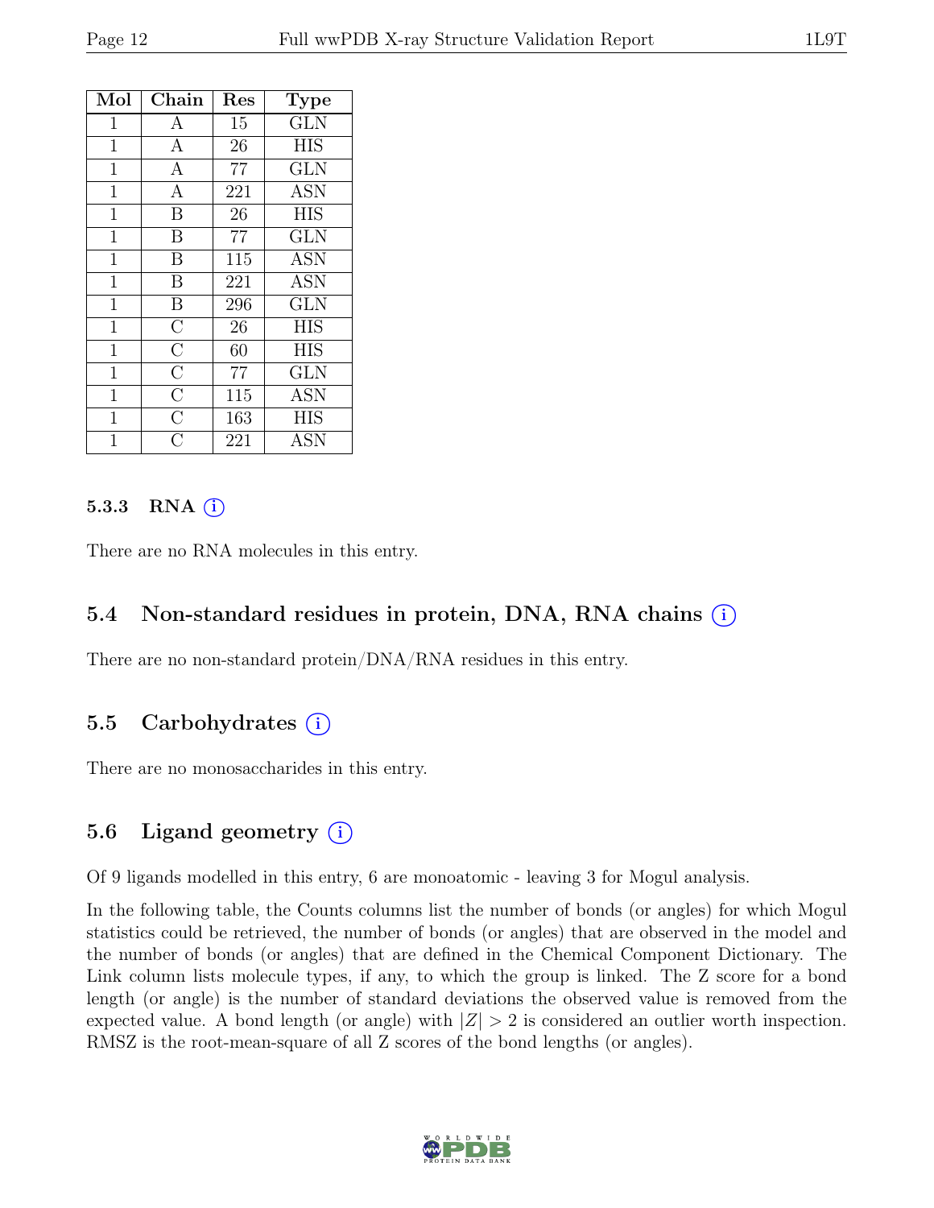| Mol | Chain | Res | Type |
|---|---|---|---|
| 1 | A | 15 | GLN |
| 1 | A | 26 | HIS |
| 1 | A | 77 | GLN |
| 1 | A | 221 | ASN |
| 1 | B | 26 | HIS |
| 1 | B | 77 | GLN |
| 1 | B | 115 | ASN |
| 1 | B | 221 | ASN |
| 1 | B | 296 | GLN |
| 1 | C | 26 | HIS |
| 1 | C | 60 | HIS |
| 1 | C | 77 | GLN |
| 1 | C | 115 | ASN |
| 1 | C | 163 | HIS |
| 1 | C | 221 | ASN |

#### 5.3.3 RNA (i)

There are no RNA molecules in this entry.

### 5.4 Non-standard residues in protein, DNA, RNA chains (i)

There are no non-standard protein/DNA/RNA residues in this entry.

### 5.5 Carbohydrates (i)

There are no monosaccharides in this entry.

### 5.6 Ligand geometry (i)

Of 9 ligands modelled in this entry, 6 are monoatomic - leaving 3 for Mogul analysis.

In the following table, the Counts columns list the number of bonds (or angles) for which Mogul statistics could be retrieved, the number of bonds (or angles) that are observed in the model and the number of bonds (or angles) that are defined in the Chemical Component Dictionary. The Link column lists molecule types, if any, to which the group is linked. The Z score for a bond length (or angle) is the number of standard deviations the observed value is removed from the expected value. A bond length (or angle) with $|Z| > 2$ is considered an outlier worth inspection. RMSZ is the root-mean-square of all Z scores of the bond lengths (or angles).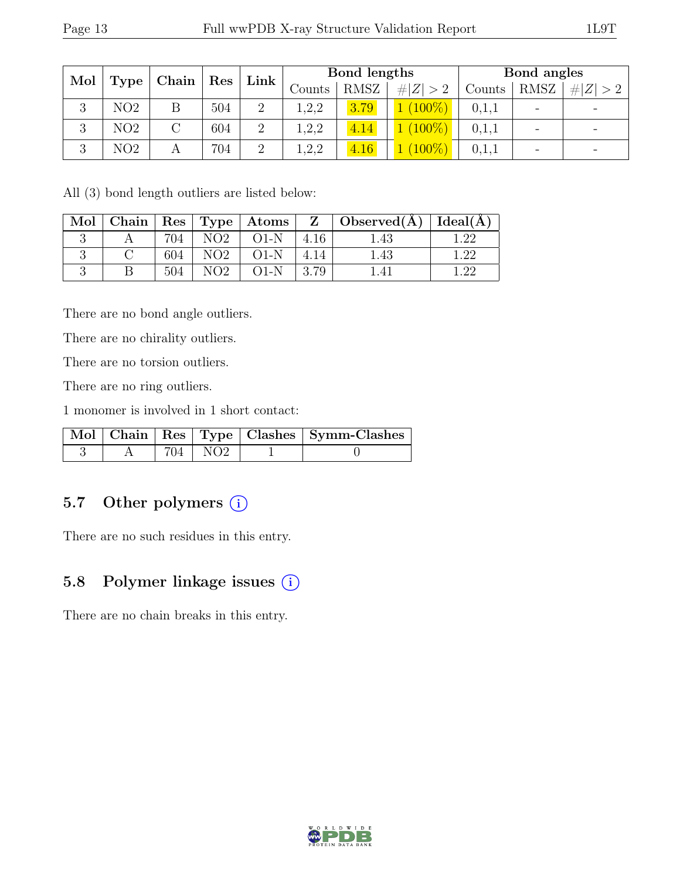| Mol | Type | Chain | Res | Link | Bond lengths | | | Bond angles | | |
|---|---|---|---|---|---|---|---|---|---|---|
| | | | | | Counts | RMSZ | #\|Z\| > 2 | Counts | RMSZ | #\|Z\| > 2 |
| 3 | NO2 | B | 504 | 2 | 1,2,2 | 3.79 | 1 (100%) | 0,1,1 | - | - |
| 3 | NO2 | C | 604 | 2 | 1,2,2 | 4.14 | 1 (100%) | 0,1,1 | - | - |
| 3 | NO2 | A | 704 | 2 | 1,2,2 | 4.16 | 1 (100%) | 0,1,1 | - | - |

All (3) bond length outliers are listed below:

| Mol | Chain | Res | Type | Atoms | Z | Observed(Å) | Ideal(Å) |
|---|---|---|---|---|---|---|---|
| 3 | A | 704 | NO2 | O1-N | 4.16 | 1.43 | 1.22 |
| 3 | C | 604 | NO2 | O1-N | 4.14 | 1.43 | 1.22 |
| 3 | B | 504 | NO2 | O1-N | 3.79 | 1.41 | 1.22 |

There are no bond angle outliers.

There are no chirality outliers.

There are no torsion outliers.

There are no ring outliers.

1 monomer is involved in 1 short contact:

| Mol | Chain | Res | Type | Clashes | Symm-Clashes |
|---|---|---|---|---|---|
| 3 | A | 704 | NO2 | 1 | 0 |

## 5.7 Other polymers

There are no such residues in this entry.

## 5.8 Polymer linkage issues

There are no chain breaks in this entry.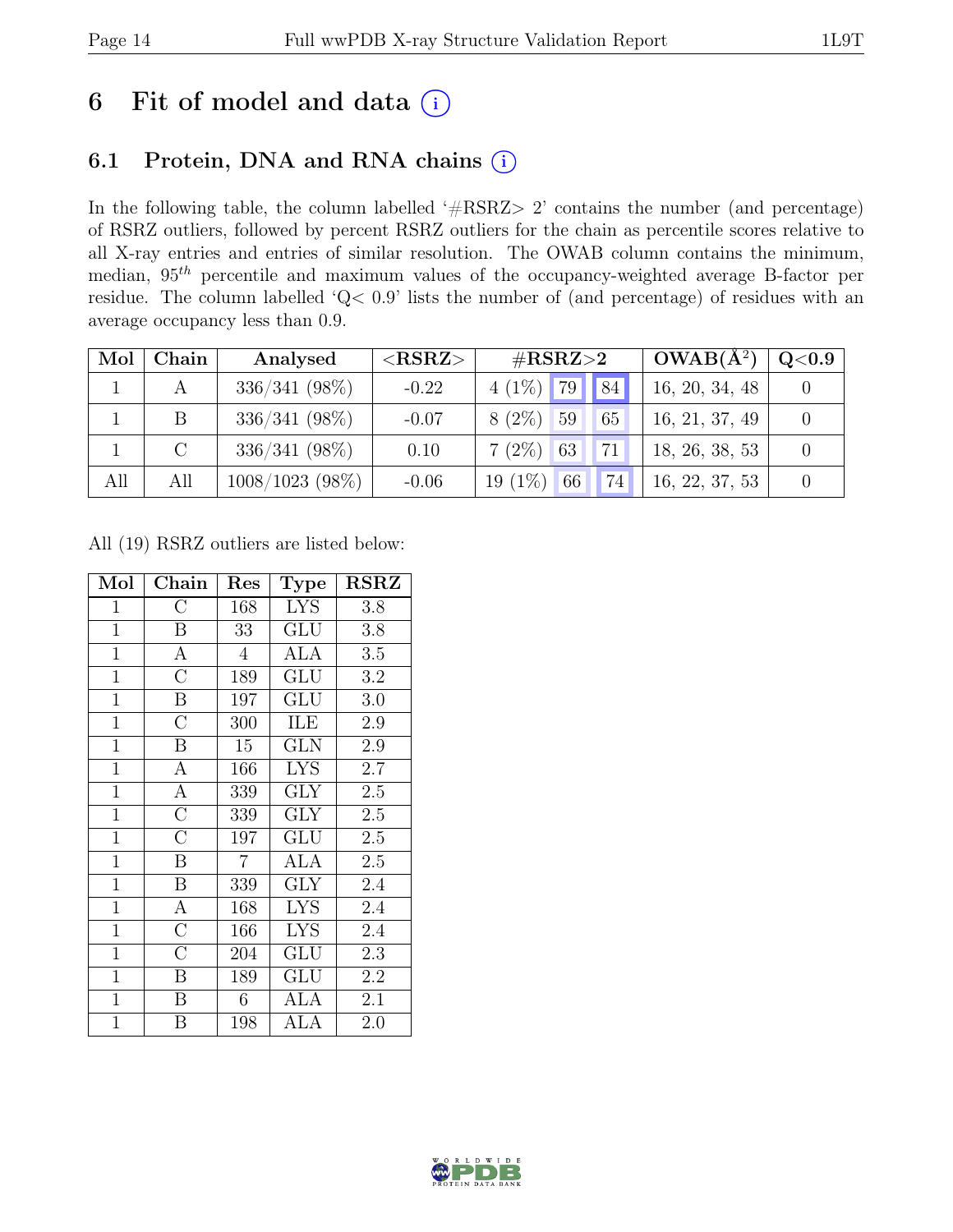# 6 Fit of model and data (i)

## 6.1 Protein, DNA and RNA chains (i)

In the following table, the column labelled '#RSRZ> 2' contains the number (and percentage) of RSRZ outliers, followed by percent RSRZ outliers for the chain as percentile scores relative to all X-ray entries and entries of similar resolution. The OWAB column contains the minimum, median, $95^{th}$ percentile and maximum values of the occupancy-weighted average B-factor per residue. The column labelled 'Q< 0.9' lists the number of (and percentage) of residues with an average occupancy less than 0.9.

| Mol | Chain | Analysed | <RSRZ> | #RSRZ>2 | | | OWAB(Å$^2$) | Q<0.9 |
|---|---|---|---|---|---|---|---|---|
| 1 | A | 336/341 (98%) | -0.22 | 4 (1%) | 79 | 84 | 16, 20, 34, 48 | 0 |
| 1 | B | 336/341 (98%) | -0.07 | 8 (2%) | 59 | 65 | 16, 21, 37, 49 | 0 |
| 1 | C | 336/341 (98%) | 0.10 | 7 (2%) | 63 | 71 | 18, 26, 38, 53 | 0 |
| All | All | 1008/1023 (98%) | -0.06 | 19 (1%) | 66 | 74 | 16, 22, 37, 53 | 0 |

All (19) RSRZ outliers are listed below:

| Mol | Chain | Res | Type | RSRZ |
|---|---|---|---|---|
| 1 | C | 168 | LYS | 3.8 |
| 1 | B | 33 | GLU | 3.8 |
| 1 | A | 4 | ALA | 3.5 |
| 1 | C | 189 | GLU | 3.2 |
| 1 | B | 197 | GLU | 3.0 |
| 1 | C | 300 | ILE | 2.9 |
| 1 | B | 15 | GLN | 2.9 |
| 1 | A | 166 | LYS | 2.7 |
| 1 | A | 339 | GLY | 2.5 |
| 1 | C | 339 | GLY | 2.5 |
| 1 | C | 197 | GLU | 2.5 |
| 1 | B | 7 | ALA | 2.5 |
| 1 | B | 339 | GLY | 2.4 |
| 1 | A | 168 | LYS | 2.4 |
| 1 | C | 166 | LYS | 2.4 |
| 1 | C | 204 | GLU | 2.3 |
| 1 | B | 189 | GLU | 2.2 |
| 1 | B | 6 | ALA | 2.1 |
| 1 | B | 198 | ALA | 2.0 |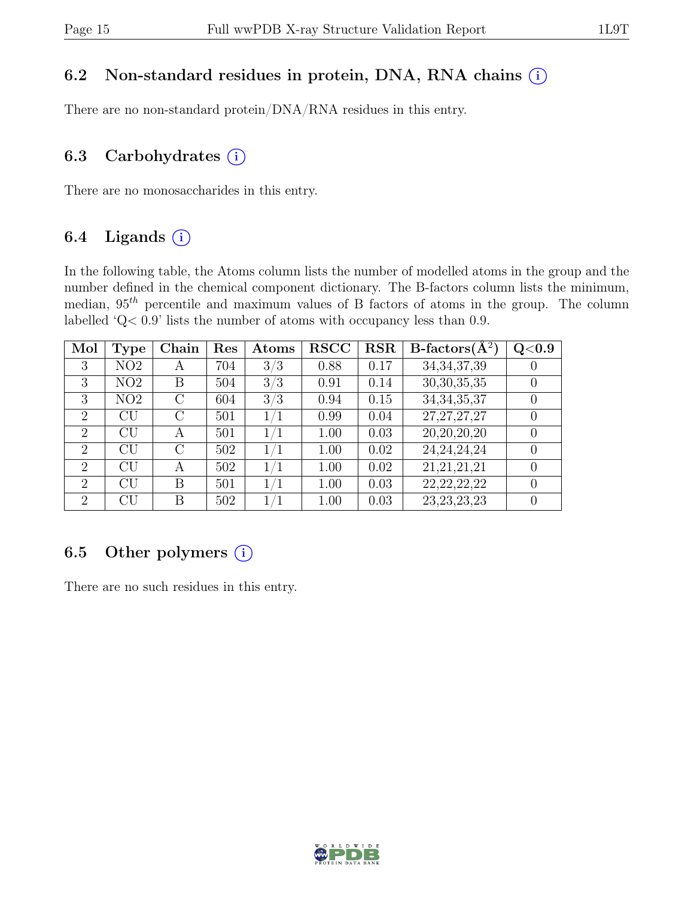## 6.2 Non-standard residues in protein, DNA, RNA chains (i)

There are no non-standard protein/DNA/RNA residues in this entry.

## 6.3 Carbohydrates (i)

There are no monosaccharides in this entry.

## 6.4 Ligands (i)

In the following table, the Atoms column lists the number of modelled atoms in the group and the number defined in the chemical component dictionary. The B-factors column lists the minimum, median, $95^{th}$ percentile and maximum values of B factors of atoms in the group. The column labelled 'Q< 0.9' lists the number of atoms with occupancy less than 0.9.

| Mol | Type | Chain | Res | Atoms | RSCC | RSR | B-factors($Å^2$) | Q<0.9 |
|---|---|---|---|---|---|---|---|---|
| 3 | NO2 | A | 704 | 3/3 | 0.88 | 0.17 | 34,34,37,39 | 0 |
| 3 | NO2 | B | 504 | 3/3 | 0.91 | 0.14 | 30,30,35,35 | 0 |
| 3 | NO2 | C | 604 | 3/3 | 0.94 | 0.15 | 34,34,35,37 | 0 |
| 2 | CU | C | 501 | 1/1 | 0.99 | 0.04 | 27,27,27,27 | 0 |
| 2 | CU | A | 501 | 1/1 | 1.00 | 0.03 | 20,20,20,20 | 0 |
| 2 | CU | C | 502 | 1/1 | 1.00 | 0.02 | 24,24,24,24 | 0 |
| 2 | CU | A | 502 | 1/1 | 1.00 | 0.02 | 21,21,21,21 | 0 |
| 2 | CU | B | 501 | 1/1 | 1.00 | 0.03 | 22,22,22,22 | 0 |
| 2 | CU | B | 502 | 1/1 | 1.00 | 0.03 | 23,23,23,23 | 0 |

## 6.5 Other polymers (i)

There are no such residues in this entry.